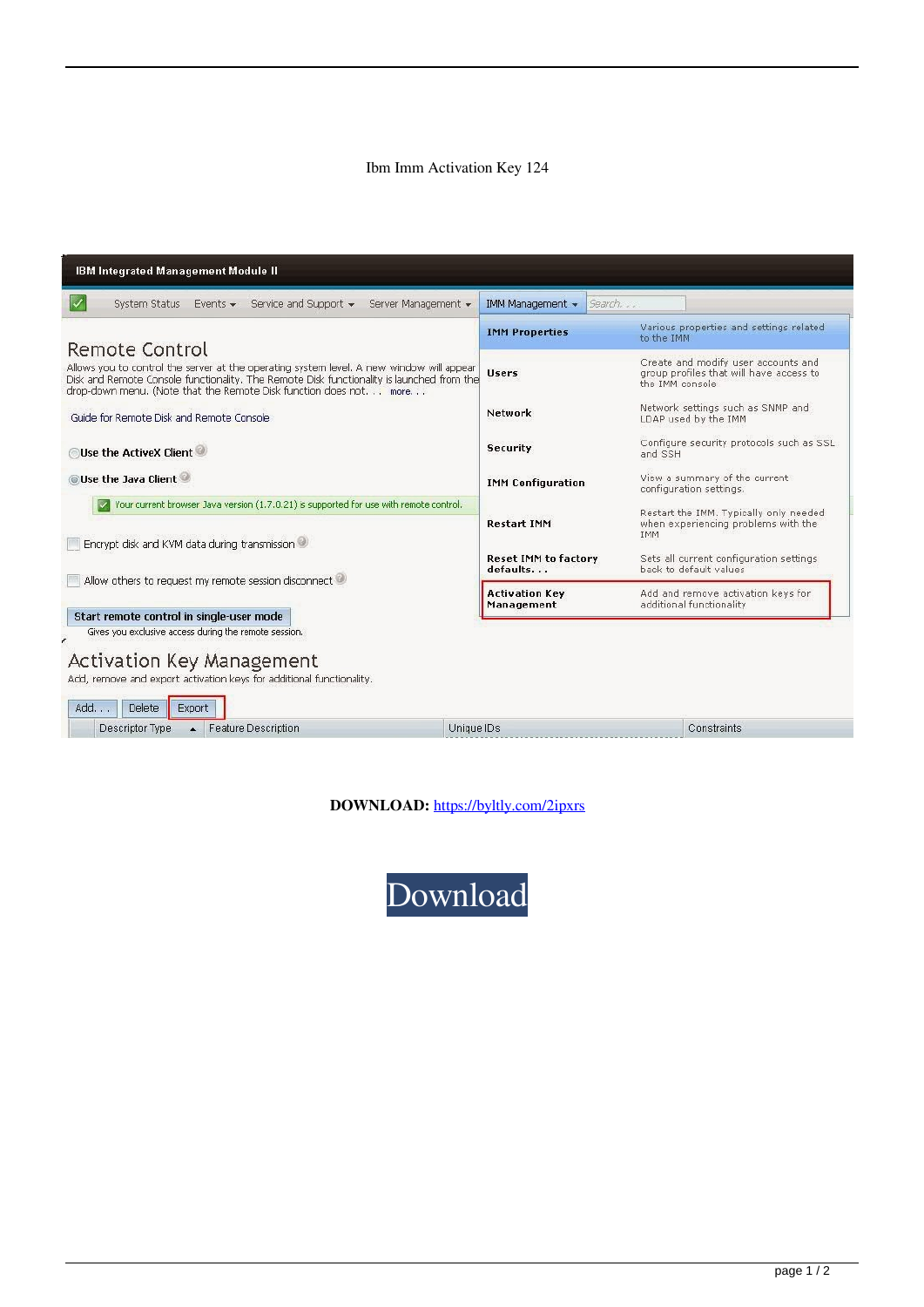Ibm Imm Activation Key 124

IBM Integrated Management Module II

System Status | Events | Service and Support | Server Management | IMM Management | Search...

## Remote Control

Allows you to control the server at the operating system level. A new window will appear Disk and Remote Console functionality. The Remote Disk functionality is launched from the drop-down menu. (Note that the Remote Disk function does not. . . more. . .

Guide for Remote Disk and Remote Console

Use the ActiveX Client

Use the Java Client

Your current browser Java version (1.7.0.21) is supported for use with remote control.

Encrypt disk and KVM data during transmission

Allow others to request my remote session disconnect

Start remote control in single-user mode

Gives you exclusive access during the remote session.

| | |
|---|---|
| **IMM Properties** | Various properties and settings related to the IMM |
| **Users** | Create and modify user accounts and group profiles that will have access to the IMM console |
| **Network** | Network settings such as SNMP and LDAP used by the IMM |
| **Security** | Configure security protocols such as SSL and SSH |
| **IMM Configuration** | View a summary of the current configuration settings. |
| **Restart IMM** | Restart the IMM. Typically only needed when experiencing problems with the IMM |
| **Reset IMM to factory defaults...** | Sets all current configuration settings back to default values |
| **Activation Key Management** | Add and remove activation keys for additional functionality |

## Activation Key Management

Add, remove and export activation keys for additional functionality.

Add... | Delete | Export

| Descriptor Type | Feature Description | Unique IDs | Constraints |
|---|---|---|---|

**DOWNLOAD:** https://byltly.com/2ipxrs

Download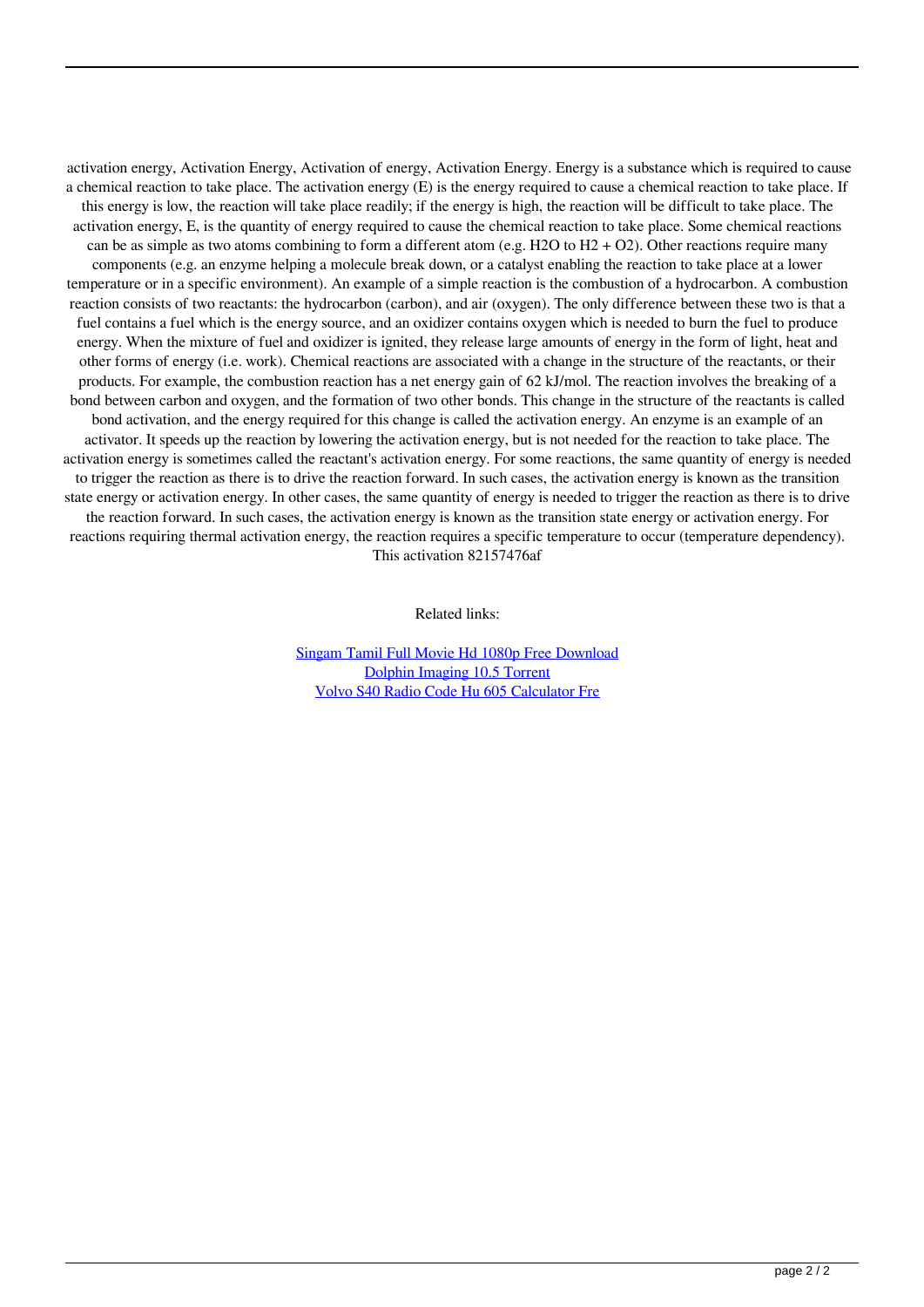activation energy, Activation Energy, Activation of energy, Activation Energy. Energy is a substance which is required to cause a chemical reaction to take place. The activation energy (E) is the energy required to cause a chemical reaction to take place. If this energy is low, the reaction will take place readily; if the energy is high, the reaction will be difficult to take place. The activation energy, E, is the quantity of energy required to cause the chemical reaction to take place. Some chemical reactions can be as simple as two atoms combining to form a different atom (e.g. $H_2O$ to $H_2$ + $O_2$). Other reactions require many components (e.g. an enzyme helping a molecule break down, or a catalyst enabling the reaction to take place at a lower temperature or in a specific environment). An example of a simple reaction is the combustion of a hydrocarbon. A combustion reaction consists of two reactants: the hydrocarbon (carbon), and air (oxygen). The only difference between these two is that a fuel contains a fuel which is the energy source, and an oxidizer contains oxygen which is needed to burn the fuel to produce energy. When the mixture of fuel and oxidizer is ignited, they release large amounts of energy in the form of light, heat and other forms of energy (i.e. work). Chemical reactions are associated with a change in the structure of the reactants, or their products. For example, the combustion reaction has a net energy gain of 62 kJ/mol. The reaction involves the breaking of a bond between carbon and oxygen, and the formation of two other bonds. This change in the structure of the reactants is called bond activation, and the energy required for this change is called the activation energy. An enzyme is an example of an activator. It speeds up the reaction by lowering the activation energy, but is not needed for the reaction to take place. The activation energy is sometimes called the reactant's activation energy. For some reactions, the same quantity of energy is needed to trigger the reaction as there is to drive the reaction forward. In such cases, the activation energy is known as the transition state energy or activation energy. In other cases, the same quantity of energy is needed to trigger the reaction as there is to drive the reaction forward. In such cases, the activation energy is known as the transition state energy or activation energy. For reactions requiring thermal activation energy, the reaction requires a specific temperature to occur (temperature dependency). This activation 82157476af

Related links:

[Singam Tamil Full Movie Hd 1080p Free Download]
[Dolphin Imaging 10.5 Torrent]
[Volvo S40 Radio Code Hu 605 Calculator Fre]